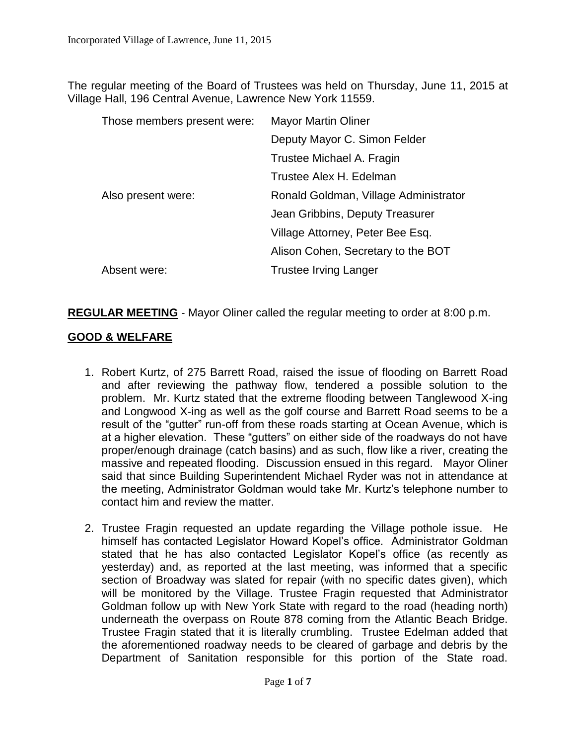The regular meeting of the Board of Trustees was held on Thursday, June 11, 2015 at Village Hall, 196 Central Avenue, Lawrence New York 11559.

| | |
|---|---|
| Those members present were: | Mayor Martin Oliner |
| | Deputy Mayor C. Simon Felder |
| | Trustee Michael A. Fragin |
| | Trustee Alex H. Edelman |
| Also present were: | Ronald Goldman, Village Administrator |
| | Jean Gribbins, Deputy Treasurer |
| | Village Attorney, Peter Bee Esq. |
| | Alison Cohen, Secretary to the BOT |
| Absent were: | Trustee Irving Langer |

**REGULAR MEETING** - Mayor Oliner called the regular meeting to order at 8:00 p.m.

**GOOD & WELFARE**

1. Robert Kurtz, of 275 Barrett Road, raised the issue of flooding on Barrett Road and after reviewing the pathway flow, tendered a possible solution to the problem. Mr. Kurtz stated that the extreme flooding between Tanglewood X-ing and Longwood X-ing as well as the golf course and Barrett Road seems to be a result of the "gutter" run-off from these roads starting at Ocean Avenue, which is at a higher elevation. These "gutters" on either side of the roadways do not have proper/enough drainage (catch basins) and as such, flow like a river, creating the massive and repeated flooding. Discussion ensued in this regard. Mayor Oliner said that since Building Superintendent Michael Ryder was not in attendance at the meeting, Administrator Goldman would take Mr. Kurtz's telephone number to contact him and review the matter.

2. Trustee Fragin requested an update regarding the Village pothole issue. He himself has contacted Legislator Howard Kopel's office. Administrator Goldman stated that he has also contacted Legislator Kopel's office (as recently as yesterday) and, as reported at the last meeting, was informed that a specific section of Broadway was slated for repair (with no specific dates given), which will be monitored by the Village. Trustee Fragin requested that Administrator Goldman follow up with New York State with regard to the road (heading north) underneath the overpass on Route 878 coming from the Atlantic Beach Bridge. Trustee Fragin stated that it is literally crumbling. Trustee Edelman added that the aforementioned roadway needs to be cleared of garbage and debris by the Department of Sanitation responsible for this portion of the State road.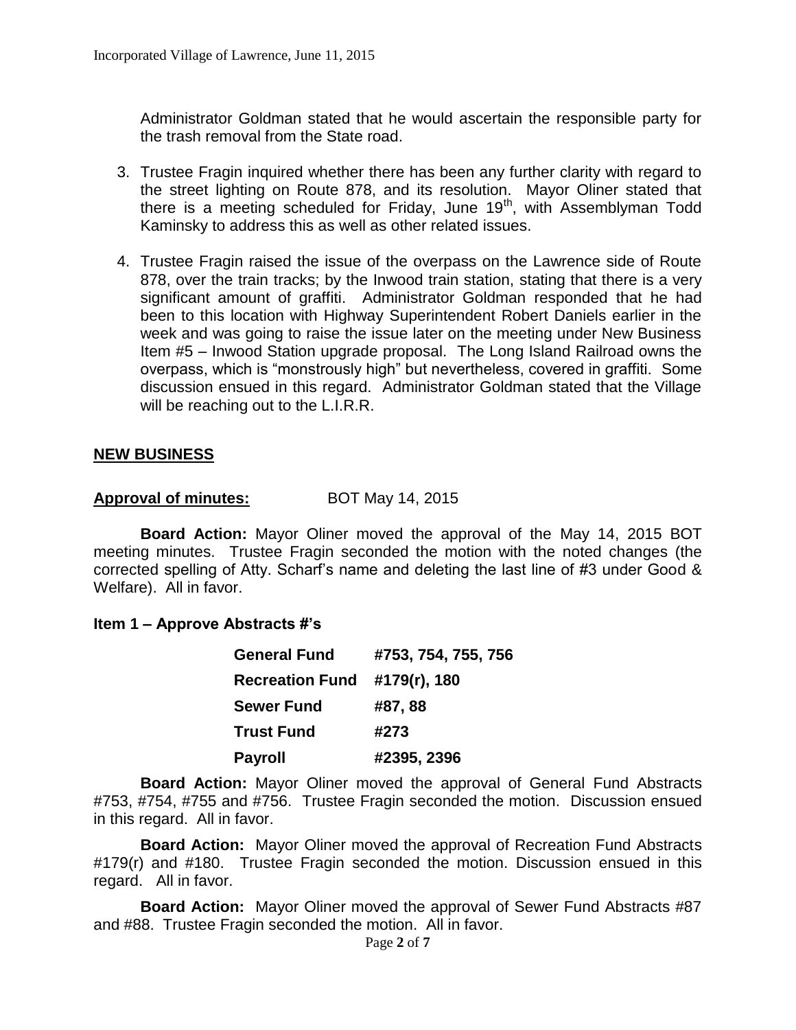Administrator Goldman stated that he would ascertain the responsible party for the trash removal from the State road.

3. Trustee Fragin inquired whether there has been any further clarity with regard to the street lighting on Route 878, and its resolution. Mayor Oliner stated that there is a meeting scheduled for Friday, June 19th, with Assemblyman Todd Kaminsky to address this as well as other related issues.

4. Trustee Fragin raised the issue of the overpass on the Lawrence side of Route 878, over the train tracks; by the Inwood train station, stating that there is a very significant amount of graffiti. Administrator Goldman responded that he had been to this location with Highway Superintendent Robert Daniels earlier in the week and was going to raise the issue later on the meeting under New Business Item #5 – Inwood Station upgrade proposal. The Long Island Railroad owns the overpass, which is "monstrously high" but nevertheless, covered in graffiti. Some discussion ensued in this regard. Administrator Goldman stated that the Village will be reaching out to the L.I.R.R.

## NEW BUSINESS

**Approval of minutes:** BOT May 14, 2015

**Board Action:** Mayor Oliner moved the approval of the May 14, 2015 BOT meeting minutes. Trustee Fragin seconded the motion with the noted changes (the corrected spelling of Atty. Scharf's name and deleting the last line of #3 under Good & Welfare). All in favor.

### Item 1 – Approve Abstracts #'s

| | |
|---|---|
| **General Fund** | **#753, 754, 755, 756** |
| **Recreation Fund** | **#179(r), 180** |
| **Sewer Fund** | **#87, 88** |
| **Trust Fund** | **#273** |
| **Payroll** | **#2395, 2396** |

**Board Action:** Mayor Oliner moved the approval of General Fund Abstracts #753, #754, #755 and #756. Trustee Fragin seconded the motion. Discussion ensued in this regard. All in favor.

**Board Action:** Mayor Oliner moved the approval of Recreation Fund Abstracts #179(r) and #180. Trustee Fragin seconded the motion. Discussion ensued in this regard. All in favor.

**Board Action:** Mayor Oliner moved the approval of Sewer Fund Abstracts #87 and #88. Trustee Fragin seconded the motion. All in favor.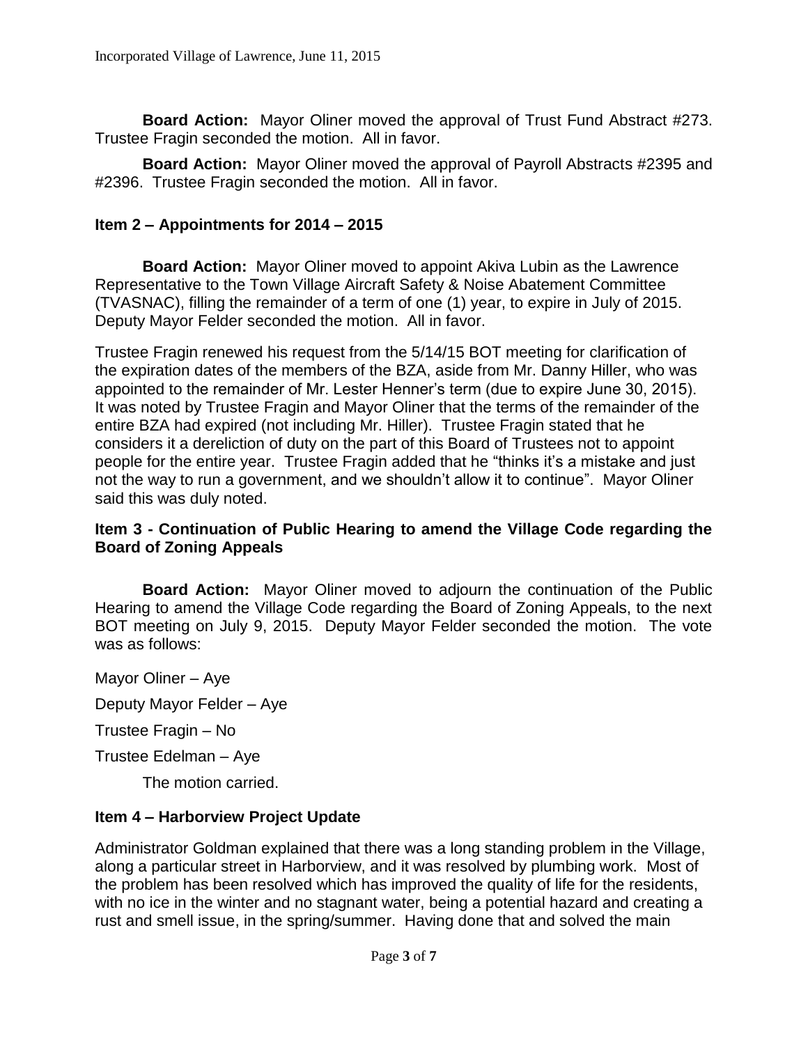**Board Action:** Mayor Oliner moved the approval of Trust Fund Abstract #273. Trustee Fragin seconded the motion. All in favor.

**Board Action:** Mayor Oliner moved the approval of Payroll Abstracts #2395 and #2396. Trustee Fragin seconded the motion. All in favor.

## Item 2 – Appointments for 2014 – 2015

**Board Action:** Mayor Oliner moved to appoint Akiva Lubin as the Lawrence Representative to the Town Village Aircraft Safety & Noise Abatement Committee (TVASNAC), filling the remainder of a term of one (1) year, to expire in July of 2015. Deputy Mayor Felder seconded the motion. All in favor.

Trustee Fragin renewed his request from the 5/14/15 BOT meeting for clarification of the expiration dates of the members of the BZA, aside from Mr. Danny Hiller, who was appointed to the remainder of Mr. Lester Henner's term (due to expire June 30, 2015). It was noted by Trustee Fragin and Mayor Oliner that the terms of the remainder of the entire BZA had expired (not including Mr. Hiller). Trustee Fragin stated that he considers it a dereliction of duty on the part of this Board of Trustees not to appoint people for the entire year. Trustee Fragin added that he "thinks it's a mistake and just not the way to run a government, and we shouldn't allow it to continue". Mayor Oliner said this was duly noted.

## Item 3 - Continuation of Public Hearing to amend the Village Code regarding the Board of Zoning Appeals

**Board Action:** Mayor Oliner moved to adjourn the continuation of the Public Hearing to amend the Village Code regarding the Board of Zoning Appeals, to the next BOT meeting on July 9, 2015. Deputy Mayor Felder seconded the motion. The vote was as follows:

Mayor Oliner – Aye

Deputy Mayor Felder – Aye

Trustee Fragin – No

Trustee Edelman – Aye

The motion carried.

## Item 4 – Harborview Project Update

Administrator Goldman explained that there was a long standing problem in the Village, along a particular street in Harborview, and it was resolved by plumbing work. Most of the problem has been resolved which has improved the quality of life for the residents, with no ice in the winter and no stagnant water, being a potential hazard and creating a rust and smell issue, in the spring/summer. Having done that and solved the main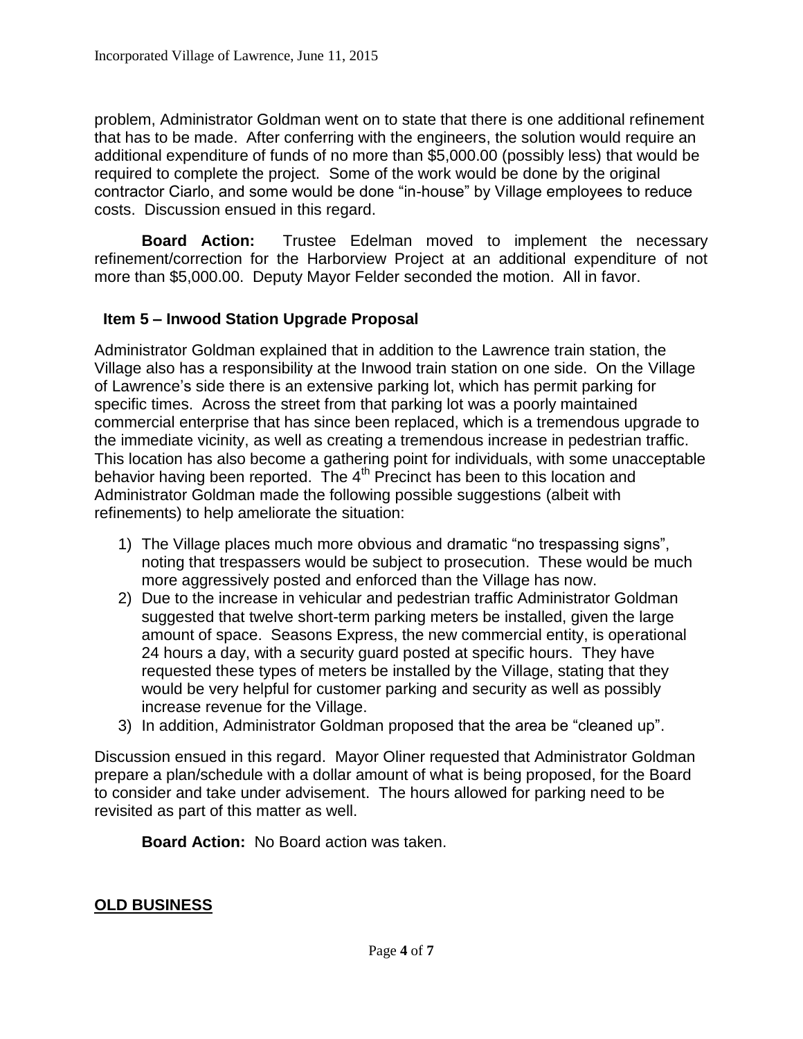problem, Administrator Goldman went on to state that there is one additional refinement that has to be made. After conferring with the engineers, the solution would require an additional expenditure of funds of no more than $5,000.00 (possibly less) that would be required to complete the project. Some of the work would be done by the original contractor Ciarlo, and some would be done "in-house" by Village employees to reduce costs. Discussion ensued in this regard.

**Board Action:** Trustee Edelman moved to implement the necessary refinement/correction for the Harborview Project at an additional expenditure of not more than $5,000.00. Deputy Mayor Felder seconded the motion. All in favor.

### Item 5 – Inwood Station Upgrade Proposal

Administrator Goldman explained that in addition to the Lawrence train station, the Village also has a responsibility at the Inwood train station on one side. On the Village of Lawrence's side there is an extensive parking lot, which has permit parking for specific times. Across the street from that parking lot was a poorly maintained commercial enterprise that has since been replaced, which is a tremendous upgrade to the immediate vicinity, as well as creating a tremendous increase in pedestrian traffic. This location has also become a gathering point for individuals, with some unacceptable behavior having been reported. The 4th Precinct has been to this location and Administrator Goldman made the following possible suggestions (albeit with refinements) to help ameliorate the situation:

1) The Village places much more obvious and dramatic "no trespassing signs", noting that trespassers would be subject to prosecution. These would be much more aggressively posted and enforced than the Village has now.
2) Due to the increase in vehicular and pedestrian traffic Administrator Goldman suggested that twelve short-term parking meters be installed, given the large amount of space. Seasons Express, the new commercial entity, is operational 24 hours a day, with a security guard posted at specific hours. They have requested these types of meters be installed by the Village, stating that they would be very helpful for customer parking and security as well as possibly increase revenue for the Village.
3) In addition, Administrator Goldman proposed that the area be "cleaned up".

Discussion ensued in this regard. Mayor Oliner requested that Administrator Goldman prepare a plan/schedule with a dollar amount of what is being proposed, for the Board to consider and take under advisement. The hours allowed for parking need to be revisited as part of this matter as well.

**Board Action:** No Board action was taken.

## OLD BUSINESS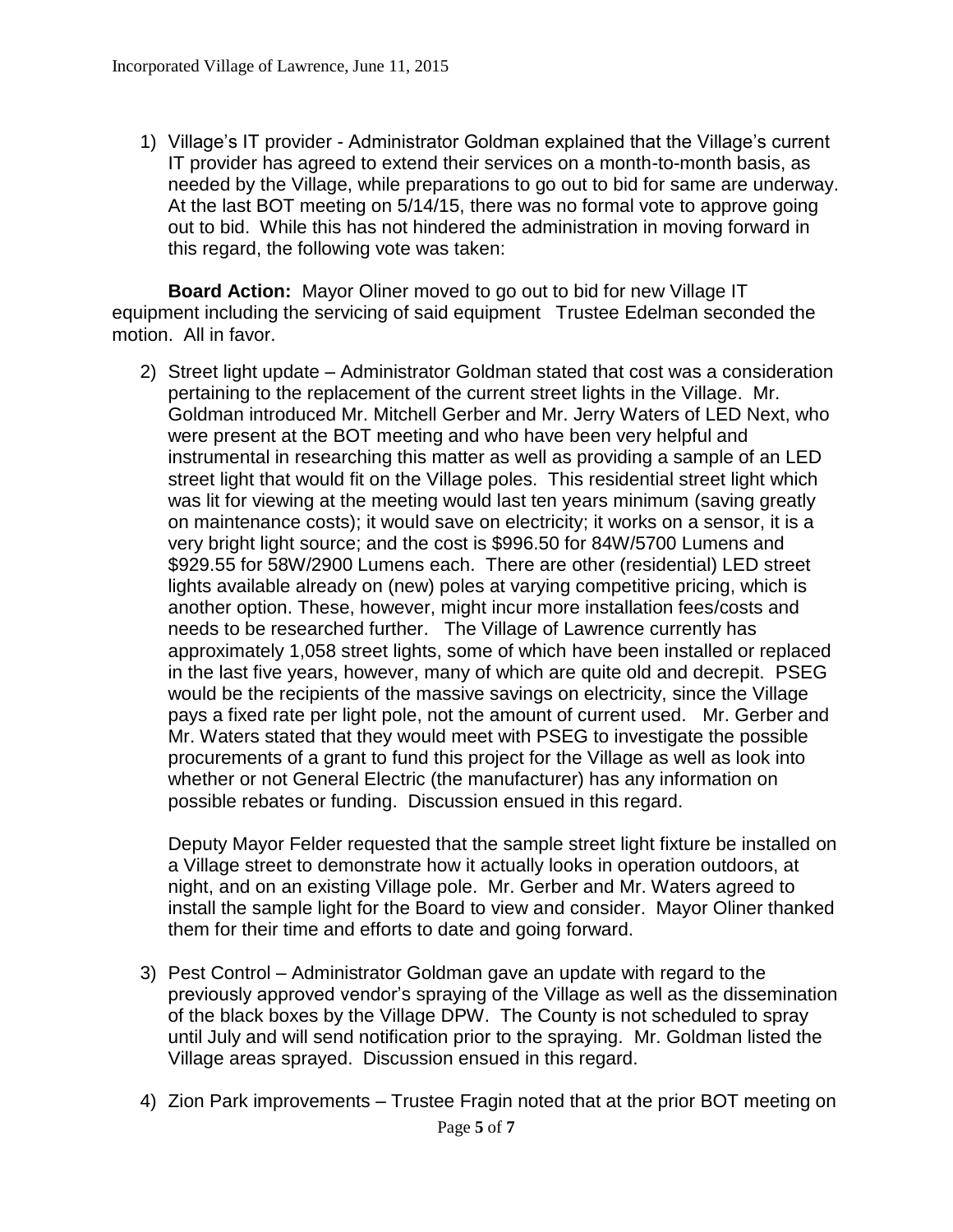1) Village's IT provider - Administrator Goldman explained that the Village's current IT provider has agreed to extend their services on a month-to-month basis, as needed by the Village, while preparations to go out to bid for same are underway. At the last BOT meeting on 5/14/15, there was no formal vote to approve going out to bid. While this has not hindered the administration in moving forward in this regard, the following vote was taken:

**Board Action:** Mayor Oliner moved to go out to bid for new Village IT equipment including the servicing of said equipment Trustee Edelman seconded the motion. All in favor.

2) Street light update – Administrator Goldman stated that cost was a consideration pertaining to the replacement of the current street lights in the Village. Mr. Goldman introduced Mr. Mitchell Gerber and Mr. Jerry Waters of LED Next, who were present at the BOT meeting and who have been very helpful and instrumental in researching this matter as well as providing a sample of an LED street light that would fit on the Village poles. This residential street light which was lit for viewing at the meeting would last ten years minimum (saving greatly on maintenance costs); it would save on electricity; it works on a sensor, it is a very bright light source; and the cost is $996.50 for 84W/5700 Lumens and $929.55 for 58W/2900 Lumens each. There are other (residential) LED street lights available already on (new) poles at varying competitive pricing, which is another option. These, however, might incur more installation fees/costs and needs to be researched further. The Village of Lawrence currently has approximately 1,058 street lights, some of which have been installed or replaced in the last five years, however, many of which are quite old and decrepit. PSEG would be the recipients of the massive savings on electricity, since the Village pays a fixed rate per light pole, not the amount of current used. Mr. Gerber and Mr. Waters stated that they would meet with PSEG to investigate the possible procurements of a grant to fund this project for the Village as well as look into whether or not General Electric (the manufacturer) has any information on possible rebates or funding. Discussion ensued in this regard.

   Deputy Mayor Felder requested that the sample street light fixture be installed on a Village street to demonstrate how it actually looks in operation outdoors, at night, and on an existing Village pole. Mr. Gerber and Mr. Waters agreed to install the sample light for the Board to view and consider. Mayor Oliner thanked them for their time and efforts to date and going forward.

3) Pest Control – Administrator Goldman gave an update with regard to the previously approved vendor's spraying of the Village as well as the dissemination of the black boxes by the Village DPW. The County is not scheduled to spray until July and will send notification prior to the spraying. Mr. Goldman listed the Village areas sprayed. Discussion ensued in this regard.

4) Zion Park improvements – Trustee Fragin noted that at the prior BOT meeting on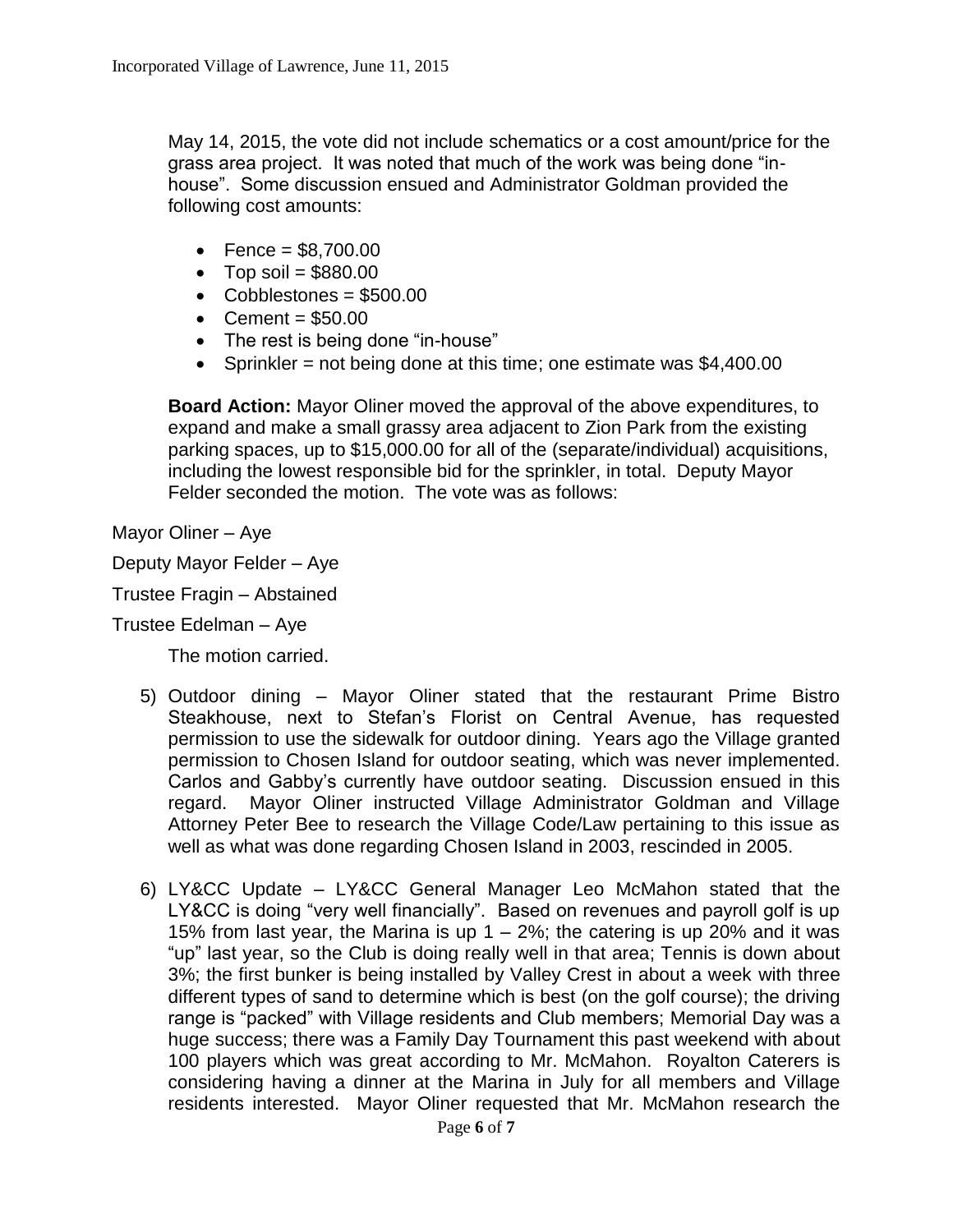May 14, 2015, the vote did not include schematics or a cost amount/price for the grass area project. It was noted that much of the work was being done "in-house". Some discussion ensued and Administrator Goldman provided the following cost amounts:

- Fence = $8,700.00
- Top soil = $880.00
- Cobblestones = $500.00
- Cement = $50.00
- The rest is being done "in-house"
- Sprinkler = not being done at this time; one estimate was $4,400.00

**Board Action:** Mayor Oliner moved the approval of the above expenditures, to expand and make a small grassy area adjacent to Zion Park from the existing parking spaces, up to $15,000.00 for all of the (separate/individual) acquisitions, including the lowest responsible bid for the sprinkler, in total. Deputy Mayor Felder seconded the motion. The vote was as follows:

Mayor Oliner – Aye

Deputy Mayor Felder – Aye

Trustee Fragin – Abstained

Trustee Edelman – Aye

The motion carried.

5) Outdoor dining – Mayor Oliner stated that the restaurant Prime Bistro Steakhouse, next to Stefan's Florist on Central Avenue, has requested permission to use the sidewalk for outdoor dining. Years ago the Village granted permission to Chosen Island for outdoor seating, which was never implemented. Carlos and Gabby's currently have outdoor seating. Discussion ensued in this regard. Mayor Oliner instructed Village Administrator Goldman and Village Attorney Peter Bee to research the Village Code/Law pertaining to this issue as well as what was done regarding Chosen Island in 2003, rescinded in 2005.

6) LY&CC Update – LY&CC General Manager Leo McMahon stated that the LY&CC is doing "very well financially". Based on revenues and payroll golf is up 15% from last year, the Marina is up 1 – 2%; the catering is up 20% and it was "up" last year, so the Club is doing really well in that area; Tennis is down about 3%; the first bunker is being installed by Valley Crest in about a week with three different types of sand to determine which is best (on the golf course); the driving range is "packed" with Village residents and Club members; Memorial Day was a huge success; there was a Family Day Tournament this past weekend with about 100 players which was great according to Mr. McMahon. Royalton Caterers is considering having a dinner at the Marina in July for all members and Village residents interested. Mayor Oliner requested that Mr. McMahon research the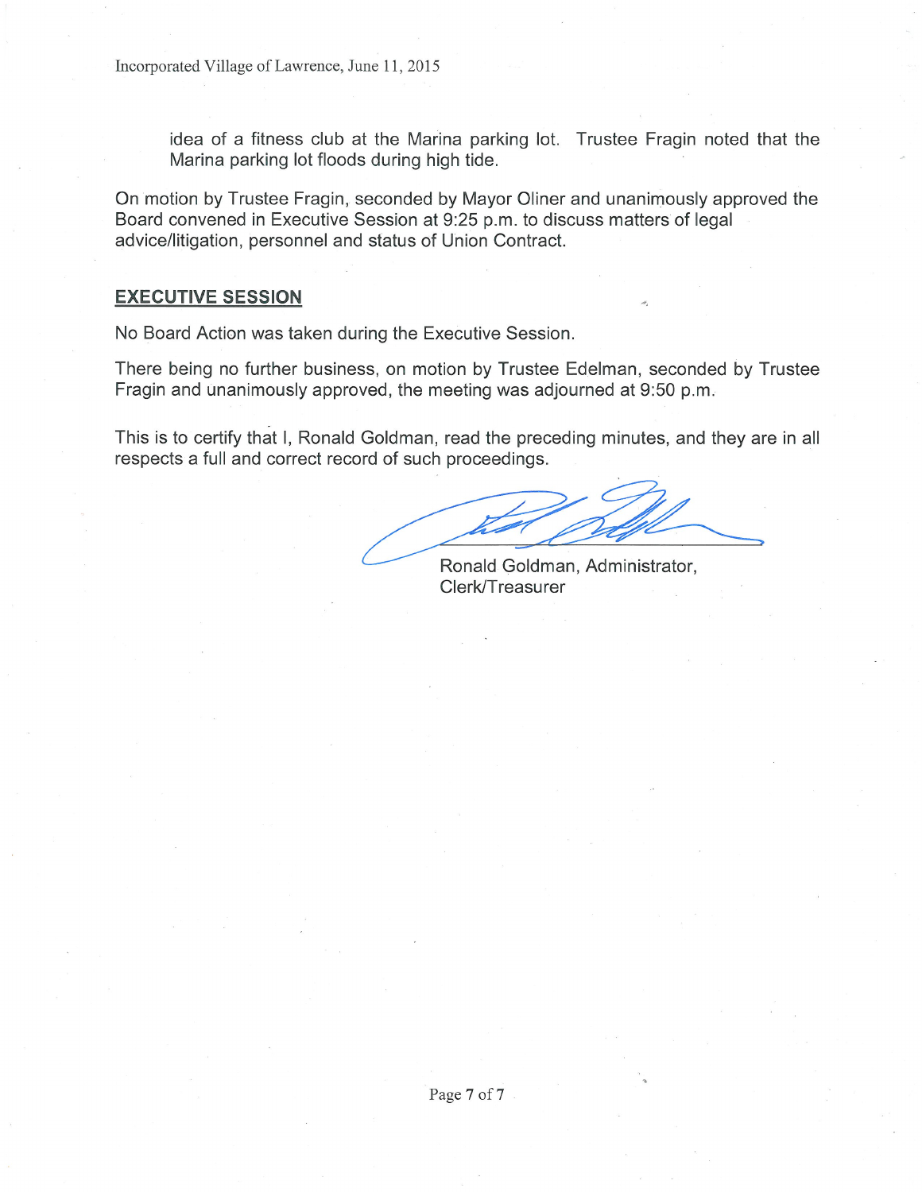idea of a fitness club at the Marina parking lot. Trustee Fragin noted that the Marina parking lot floods during high tide.

On motion by Trustee Fragin, seconded by Mayor Oliner and unanimously approved the Board convened in Executive Session at 9:25 p.m. to discuss matters of legal advice/litigation, personnel and status of Union Contract.

## EXECUTIVE SESSION

No Board Action was taken during the Executive Session.

There being no further business, on motion by Trustee Edelman, seconded by Trustee Fragin and unanimously approved, the meeting was adjourned at 9:50 p.m.

This is to certify that I, Ronald Goldman, read the preceding minutes, and they are in all respects a full and correct record of such proceedings.

Ronald Goldman, Administrator,
Clerk/Treasurer